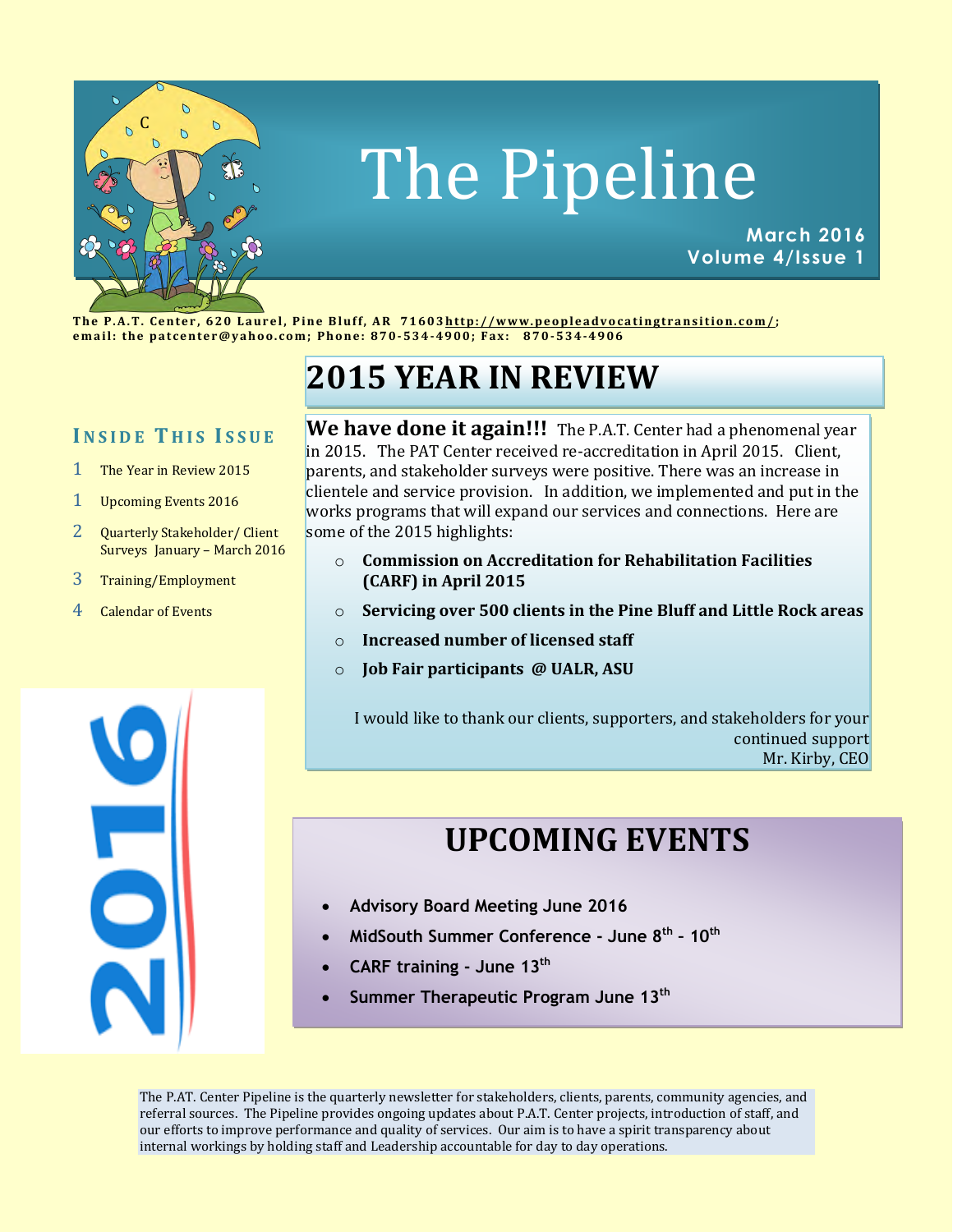# The Pipeline

**March 2016**
**Volume 4/Issue 1**

**The P.A.T. Center, 620 Laurel, Pine Bluff, AR 71603 http://www.peopleadvocatingtransition.com/; email: the patcenter@yahoo.com; Phone: 870-534-4900; Fax: 870-534-4906**

### Inside This Issue

1 The Year in Review 2015

1 Upcoming Events 2016

2 Quarterly Stakeholder/ Client Surveys January – March 2016

3 Training/Employment

4 Calendar of Events

## 2015 YEAR IN REVIEW

**We have done it again!!!** The P.A.T. Center had a phenomenal year in 2015. The PAT Center received re-accreditation in April 2015. Client, parents, and stakeholder surveys were positive. There was an increase in clientele and service provision. In addition, we implemented and put in the works programs that will expand our services and connections. Here are some of the 2015 highlights:

- **Commission on Accreditation for Rehabilitation Facilities (CARF) in April 2015**
- **Servicing over 500 clients in the Pine Bluff and Little Rock areas**
- **Increased number of licensed staff**
- **Job Fair participants @ UALR, ASU**

I would like to thank our clients, supporters, and stakeholders for your continued support
Mr. Kirby, CEO

## UPCOMING EVENTS

- **Advisory Board Meeting June 2016**
- **MidSouth Summer Conference - June 8th - 10th**
- **CARF training - June 13th**
- **Summer Therapeutic Program June 13th**

The P.AT. Center Pipeline is the quarterly newsletter for stakeholders, clients, parents, community agencies, and referral sources. The Pipeline provides ongoing updates about P.A.T. Center projects, introduction of staff, and our efforts to improve performance and quality of services. Our aim is to have a spirit transparency about internal workings by holding staff and Leadership accountable for day to day operations.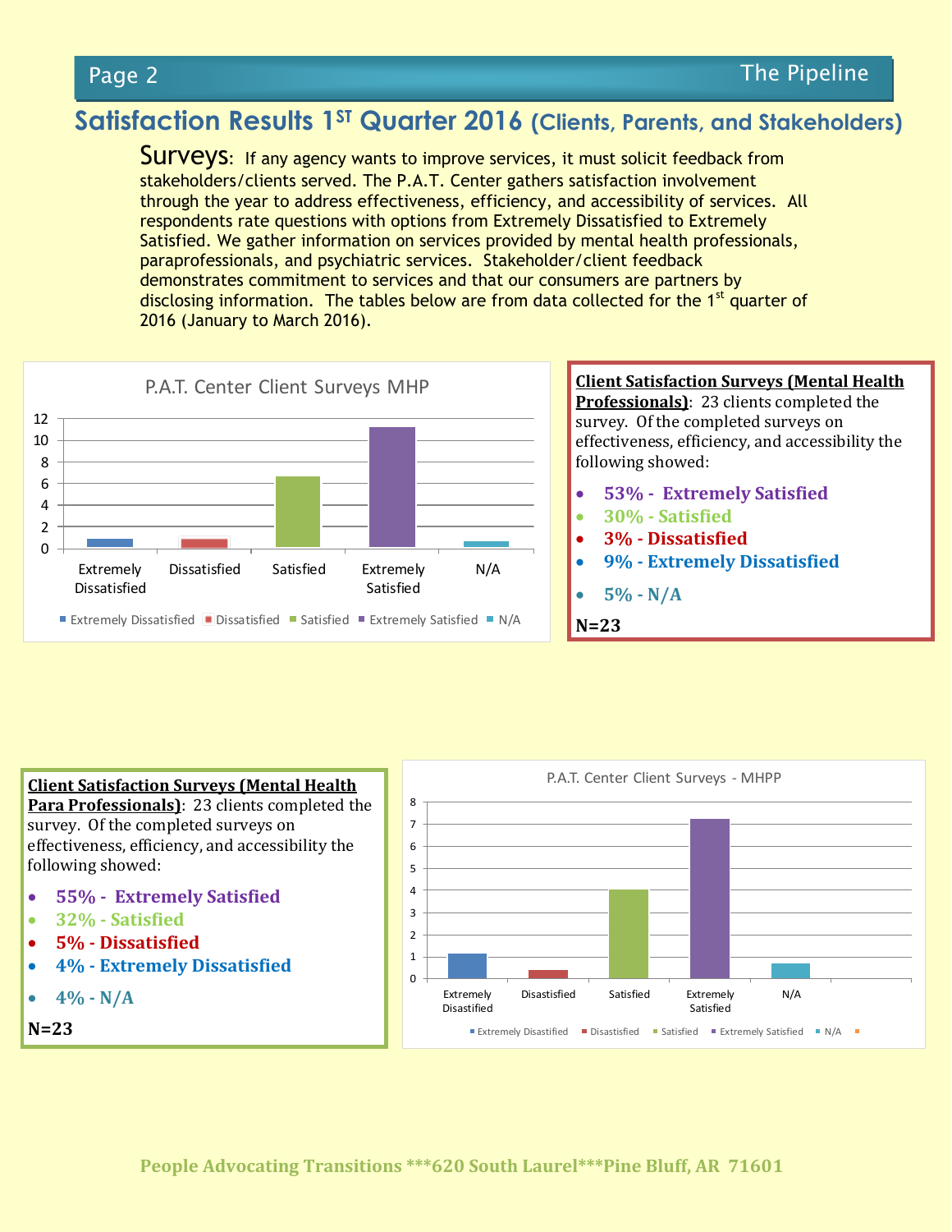# Satisfaction Results 1ST Quarter 2016 (Clients, Parents, and Stakeholders)

**Surveys**: If any agency wants to improve services, it must solicit feedback from stakeholders/clients served. The P.A.T. Center gathers satisfaction involvement through the year to address effectiveness, efficiency, and accessibility of services. All respondents rate questions with options from Extremely Dissatisfied to Extremely Satisfied. We gather information on services provided by mental health professionals, paraprofessionals, and psychiatric services. Stakeholder/client feedback demonstrates commitment to services and that our consumers are partners by disclosing information. The tables below are from data collected for the 1st quarter of 2016 (January to March 2016).

**P.A.T. Center Client Surveys MHP**

**Client Satisfaction Surveys (Mental Health Professionals)**: 23 clients completed the survey. Of the completed surveys on effectiveness, efficiency, and accessibility the following showed:

- 53% - Extremely Satisfied
- 30% - Satisfied
- 3% - Dissatisfied
- 9% - Extremely Dissatisfied
- 5% - N/A

**N=23**

**Client Satisfaction Surveys (Mental Health Para Professionals)**: 23 clients completed the survey. Of the completed surveys on effectiveness, efficiency, and accessibility the following showed:

- 55% - Extremely Satisfied
- 32% - Satisfied
- 5% - Dissatisfied
- 4% - Extremely Dissatisfied
- 4% - N/A

**N=23**

**P.A.T. Center Client Surveys - MHPP**

People Advocating Transitions ***620 South Laurel***Pine Bluff, AR 71601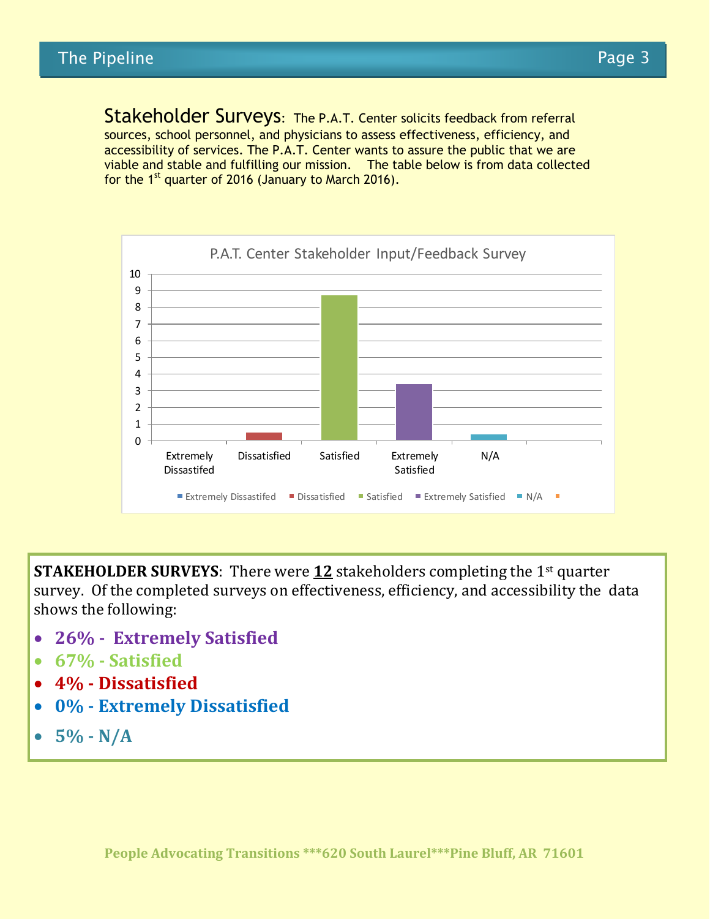## Stakeholder Surveys:

The P.A.T. Center solicits feedback from referral sources, school personnel, and physicians to assess effectiveness, efficiency, and accessibility of services. The P.A.T. Center wants to assure the public that we are viable and stable and fulfilling our mission. The table below is from data collected for the 1st quarter of 2016 (January to March 2016).

P.A.T. Center Stakeholder Input/Feedback Survey

**STAKEHOLDER SURVEYS**: There were **12** stakeholders completing the 1st quarter survey. Of the completed surveys on effectiveness, efficiency, and accessibility the data shows the following:

- **26% - Extremely Satisfied**
- **67% - Satisfied**
- **4% - Dissatisfied**
- **0% - Extremely Dissatisfied**
- **5% - N/A**

**People Advocating Transitions ***620 South Laurel***Pine Bluff, AR 71601**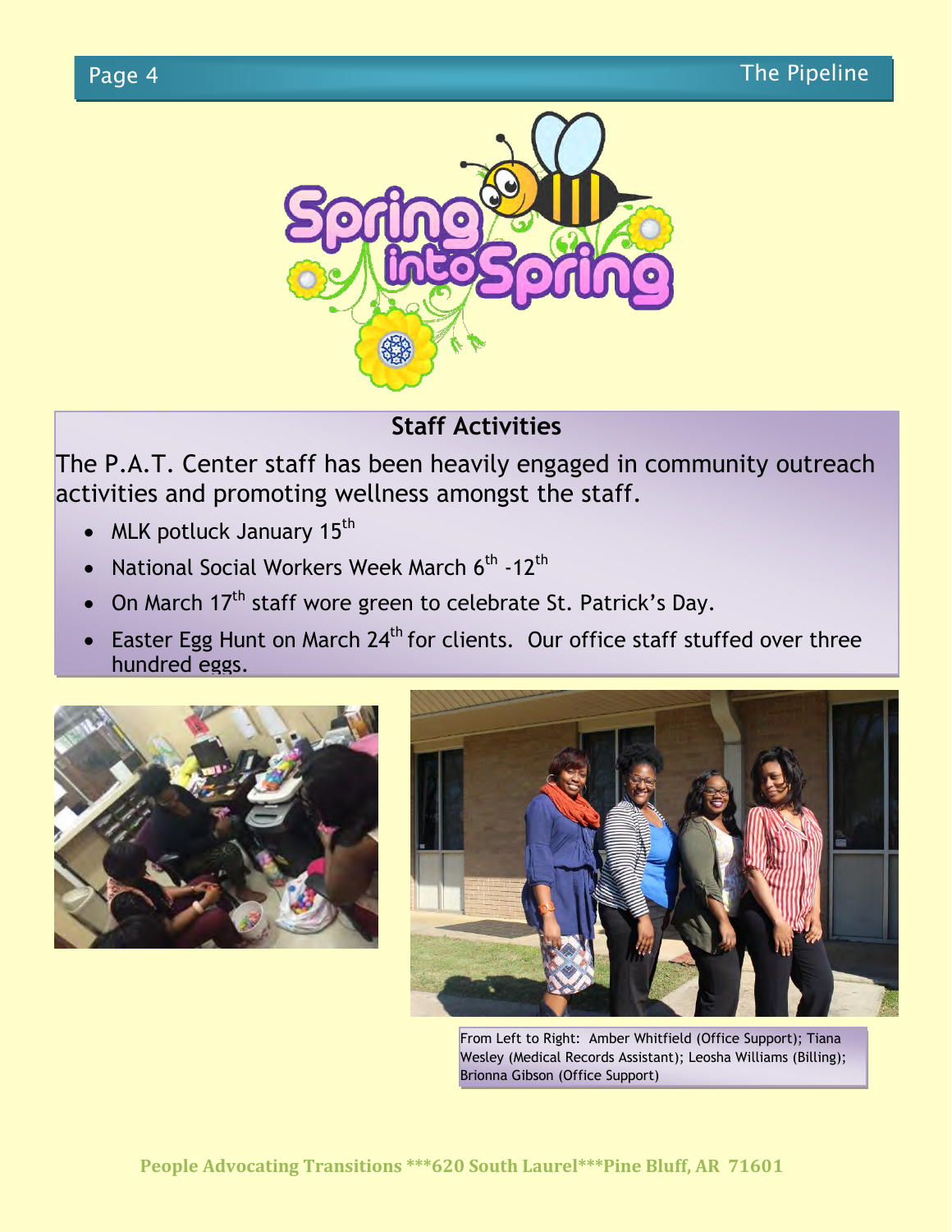Spring into Spring

## Staff Activities

The P.A.T. Center staff has been heavily engaged in community outreach activities and promoting wellness amongst the staff.

- MLK potluck January 15th
- National Social Workers Week March 6th -12th
- On March 17th staff wore green to celebrate St. Patrick's Day.
- Easter Egg Hunt on March 24th for clients. Our office staff stuffed over three hundred eggs.

From Left to Right: Amber Whitfield (Office Support); Tiana Wesley (Medical Records Assistant); Leosha Williams (Billing); Brionna Gibson (Office Support)

People Advocating Transitions ***620 South Laurel***Pine Bluff, AR 71601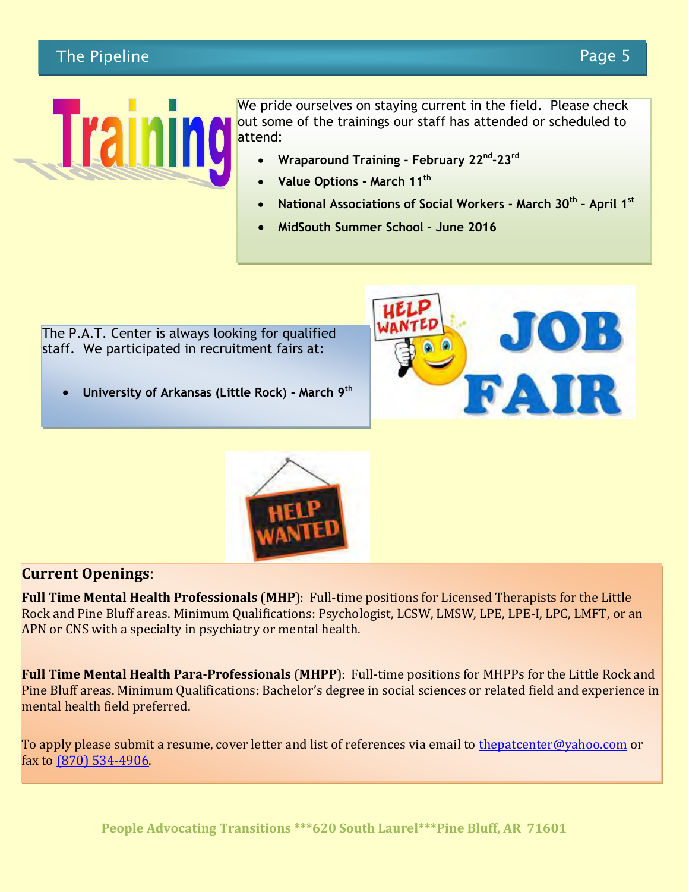# Training

We pride ourselves on staying current in the field. Please check out some of the trainings our staff has attended or scheduled to attend:

- **Wraparound Training - February 22nd-23rd**
- **Value Options - March 11th**
- **National Associations of Social Workers - March 30th - April 1st**
- **MidSouth Summer School - June 2016**

The P.A.T. Center is always looking for qualified staff. We participated in recruitment fairs at:

- **University of Arkansas (Little Rock) - March 9th**

## Current Openings:

**Full Time Mental Health Professionals** (**MHP**): Full-time positions for Licensed Therapists for the Little Rock and Pine Bluff areas. Minimum Qualifications: Psychologist, LCSW, LMSW, LPE, LPE-I, LPC, LMFT, or an APN or CNS with a specialty in psychiatry or mental health.

**Full Time Mental Health Para-Professionals** (**MHPP**): Full-time positions for MHPPs for the Little Rock and Pine Bluff areas. Minimum Qualifications: Bachelor's degree in social sciences or related field and experience in mental health field preferred.

To apply please submit a resume, cover letter and list of references via email to thepatcenter@yahoo.com or fax to (870) 534-4906.

**People Advocating Transitions \*\*\*620 South Laurel\*\*\*Pine Bluff, AR 71601**